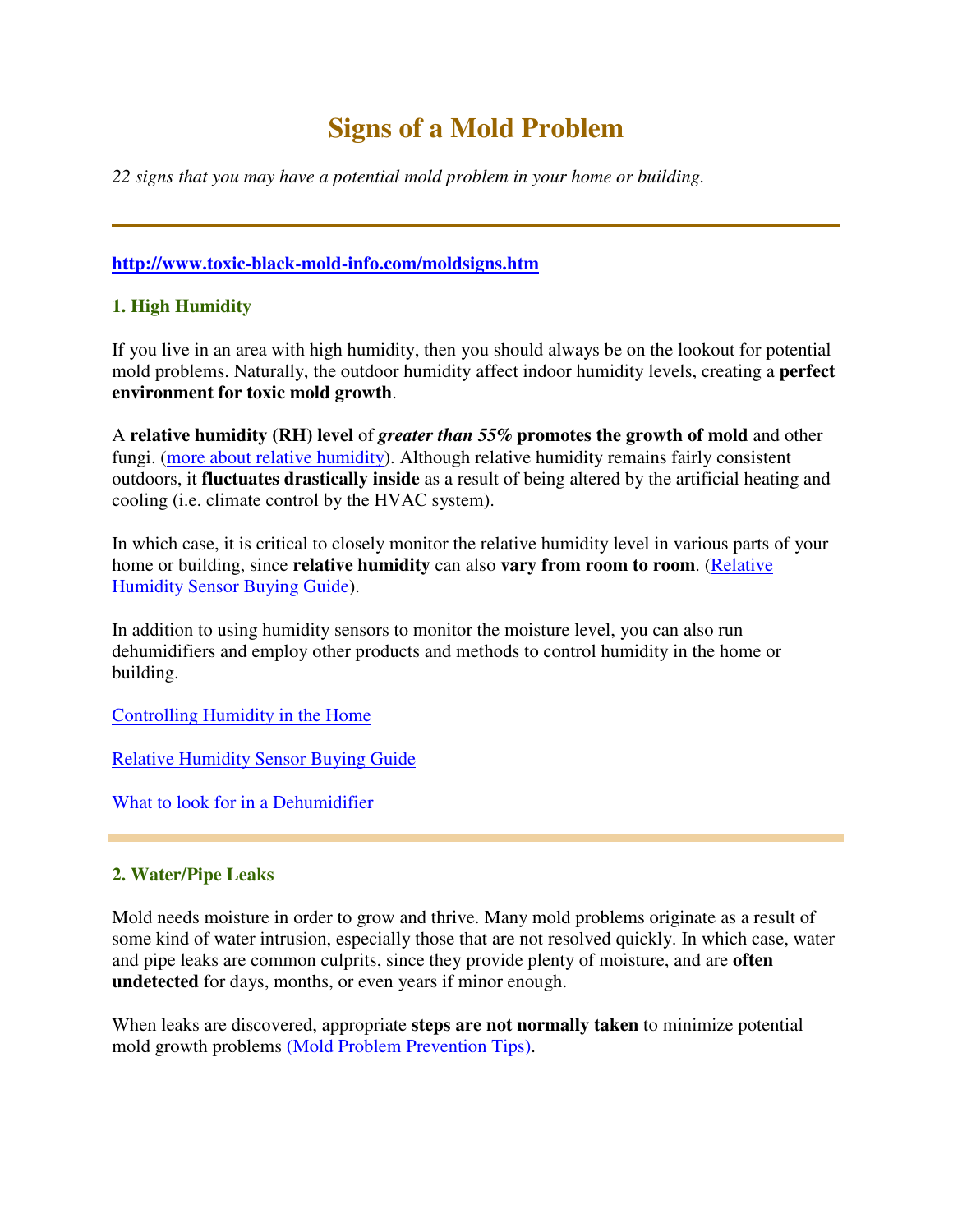# Signs of a Mold Problem

*22 signs that you may have a potential mold problem in your home or building.*

---

**http://www.toxic-black-mold-info.com/moldsigns.htm**

### 1. High Humidity

If you live in an area with high humidity, then you should always be on the lookout for potential mold problems. Naturally, the outdoor humidity affect indoor humidity levels, creating a **perfect environment for toxic mold growth**.

A **relative humidity (RH) level** of ***greater than 55%*** **promotes the growth of mold** and other fungi. (more about relative humidity). Although relative humidity remains fairly consistent outdoors, it **fluctuates drastically inside** as a result of being altered by the artificial heating and cooling (i.e. climate control by the HVAC system).

In which case, it is critical to closely monitor the relative humidity level in various parts of your home or building, since **relative humidity** can also **vary from room to room**. (Relative Humidity Sensor Buying Guide).

In addition to using humidity sensors to monitor the moisture level, you can also run dehumidifiers and employ other products and methods to control humidity in the home or building.

Controlling Humidity in the Home

Relative Humidity Sensor Buying Guide

What to look for in a Dehumidifier

---

### 2. Water/Pipe Leaks

Mold needs moisture in order to grow and thrive. Many mold problems originate as a result of some kind of water intrusion, especially those that are not resolved quickly. In which case, water and pipe leaks are common culprits, since they provide plenty of moisture, and are **often undetected** for days, months, or even years if minor enough.

When leaks are discovered, appropriate **steps are not normally taken** to minimize potential mold growth problems (Mold Problem Prevention Tips).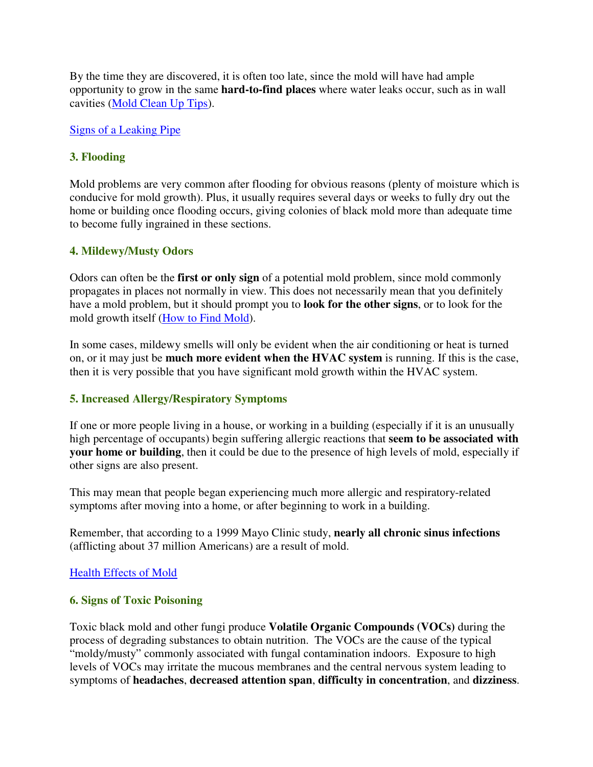By the time they are discovered, it is often too late, since the mold will have had ample opportunity to grow in the same **hard-to-find places** where water leaks occur, such as in wall cavities (Mold Clean Up Tips).

Signs of a Leaking Pipe

### 3. Flooding

Mold problems are very common after flooding for obvious reasons (plenty of moisture which is conducive for mold growth). Plus, it usually requires several days or weeks to fully dry out the home or building once flooding occurs, giving colonies of black mold more than adequate time to become fully ingrained in these sections.

### 4. Mildewy/Musty Odors

Odors can often be the **first or only sign** of a potential mold problem, since mold commonly propagates in places not normally in view. This does not necessarily mean that you definitely have a mold problem, but it should prompt you to **look for the other signs**, or to look for the mold growth itself (How to Find Mold).

In some cases, mildewy smells will only be evident when the air conditioning or heat is turned on, or it may just be **much more evident when the HVAC system** is running. If this is the case, then it is very possible that you have significant mold growth within the HVAC system.

### 5. Increased Allergy/Respiratory Symptoms

If one or more people living in a house, or working in a building (especially if it is an unusually high percentage of occupants) begin suffering allergic reactions that **seem to be associated with your home or building**, then it could be due to the presence of high levels of mold, especially if other signs are also present.

This may mean that people began experiencing much more allergic and respiratory-related symptoms after moving into a home, or after beginning to work in a building.

Remember, that according to a 1999 Mayo Clinic study, **nearly all chronic sinus infections** (afflicting about 37 million Americans) are a result of mold.

Health Effects of Mold

### 6. Signs of Toxic Poisoning

Toxic black mold and other fungi produce **Volatile Organic Compounds (VOCs)** during the process of degrading substances to obtain nutrition. The VOCs are the cause of the typical "moldy/musty" commonly associated with fungal contamination indoors. Exposure to high levels of VOCs may irritate the mucous membranes and the central nervous system leading to symptoms of **headaches**, **decreased attention span**, **difficulty in concentration**, and **dizziness**.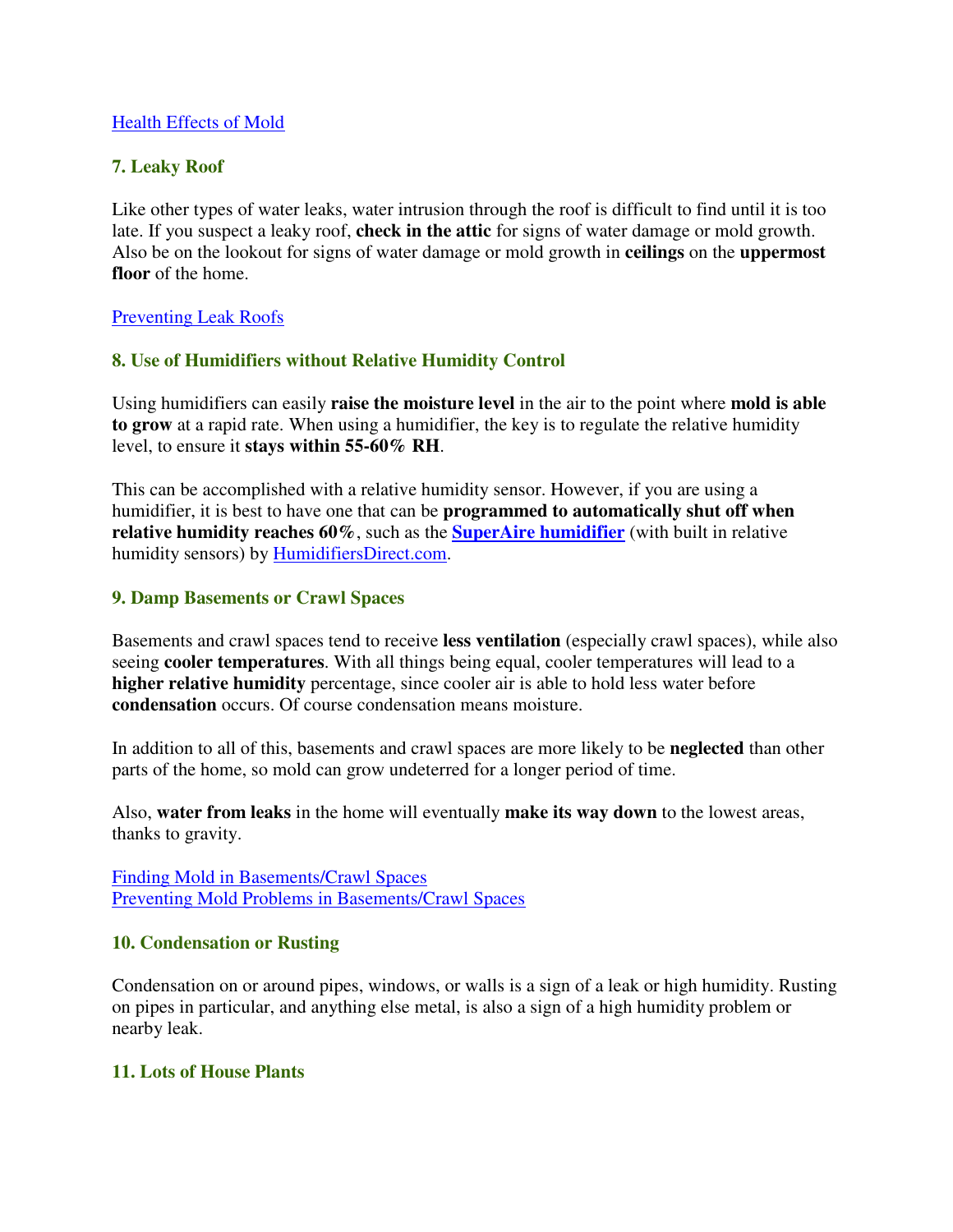[Health Effects of Mold]()

### 7. Leaky Roof

Like other types of water leaks, water intrusion through the roof is difficult to find until it is too late. If you suspect a leaky roof, **check in the attic** for signs of water damage or mold growth. Also be on the lookout for signs of water damage or mold growth in **ceilings** on the **uppermost floor** of the home.

[Preventing Leak Roofs]()

### 8. Use of Humidifiers without Relative Humidity Control

Using humidifiers can easily **raise the moisture level** in the air to the point where **mold is able to grow** at a rapid rate. When using a humidifier, the key is to regulate the relative humidity level, to ensure it **stays within 55-60% RH**.

This can be accomplished with a relative humidity sensor. However, if you are using a humidifier, it is best to have one that can be **programmed to automatically shut off when relative humidity reaches 60%**, such as the **[SuperAire humidifier]()** (with built in relative humidity sensors) by [HumidifiersDirect.com]().

### 9. Damp Basements or Crawl Spaces

Basements and crawl spaces tend to receive **less ventilation** (especially crawl spaces), while also seeing **cooler temperatures**. With all things being equal, cooler temperatures will lead to a **higher relative humidity** percentage, since cooler air is able to hold less water before **condensation** occurs. Of course condensation means moisture.

In addition to all of this, basements and crawl spaces are more likely to be **neglected** than other parts of the home, so mold can grow undeterred for a longer period of time.

Also, **water from leaks** in the home will eventually **make its way down** to the lowest areas, thanks to gravity.

[Finding Mold in Basements/Crawl Spaces]()
[Preventing Mold Problems in Basements/Crawl Spaces]()

### 10. Condensation or Rusting

Condensation on or around pipes, windows, or walls is a sign of a leak or high humidity. Rusting on pipes in particular, and anything else metal, is also a sign of a high humidity problem or nearby leak.

### 11. Lots of House Plants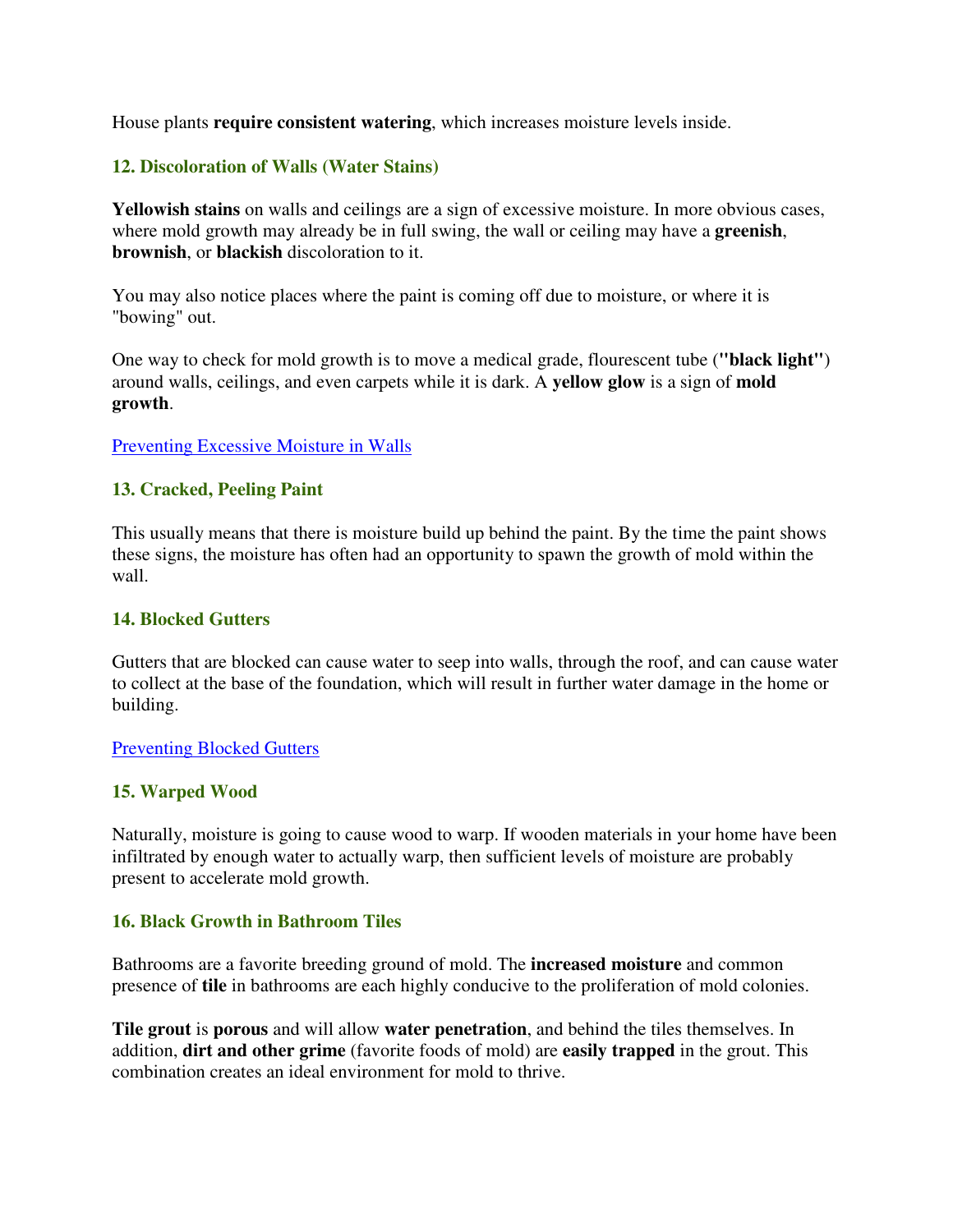House plants **require consistent watering**, which increases moisture levels inside.

### 12. Discoloration of Walls (Water Stains)

**Yellowish stains** on walls and ceilings are a sign of excessive moisture. In more obvious cases, where mold growth may already be in full swing, the wall or ceiling may have a **greenish**, **brownish**, or **blackish** discoloration to it.

You may also notice places where the paint is coming off due to moisture, or where it is "bowing" out.

One way to check for mold growth is to move a medical grade, flourescent tube (**"black light"**) around walls, ceilings, and even carpets while it is dark. A **yellow glow** is a sign of **mold growth**.

Preventing Excessive Moisture in Walls

### 13. Cracked, Peeling Paint

This usually means that there is moisture build up behind the paint. By the time the paint shows these signs, the moisture has often had an opportunity to spawn the growth of mold within the wall.

### 14. Blocked Gutters

Gutters that are blocked can cause water to seep into walls, through the roof, and can cause water to collect at the base of the foundation, which will result in further water damage in the home or building.

Preventing Blocked Gutters

### 15. Warped Wood

Naturally, moisture is going to cause wood to warp. If wooden materials in your home have been infiltrated by enough water to actually warp, then sufficient levels of moisture are probably present to accelerate mold growth.

### 16. Black Growth in Bathroom Tiles

Bathrooms are a favorite breeding ground of mold. The **increased moisture** and common presence of **tile** in bathrooms are each highly conducive to the proliferation of mold colonies.

**Tile grout** is **porous** and will allow **water penetration**, and behind the tiles themselves. In addition, **dirt and other grime** (favorite foods of mold) are **easily trapped** in the grout. This combination creates an ideal environment for mold to thrive.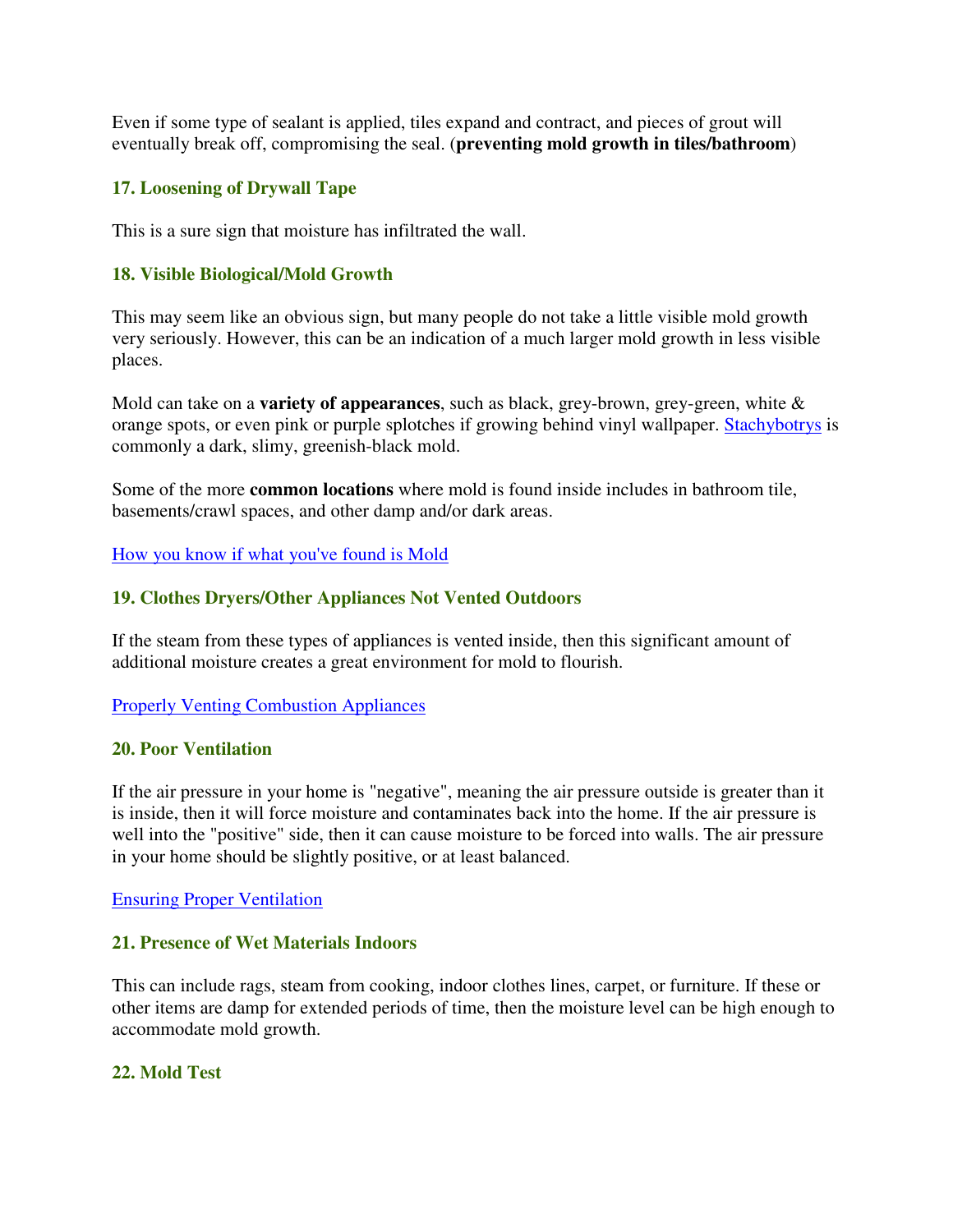Even if some type of sealant is applied, tiles expand and contract, and pieces of grout will eventually break off, compromising the seal. (**preventing mold growth in tiles/bathroom**)

### 17. Loosening of Drywall Tape

This is a sure sign that moisture has infiltrated the wall.

### 18. Visible Biological/Mold Growth

This may seem like an obvious sign, but many people do not take a little visible mold growth very seriously. However, this can be an indication of a much larger mold growth in less visible places.

Mold can take on a **variety of appearances**, such as black, grey-brown, grey-green, white & orange spots, or even pink or purple splotches if growing behind vinyl wallpaper. Stachybotrys is commonly a dark, slimy, greenish-black mold.

Some of the more **common locations** where mold is found inside includes in bathroom tile, basements/crawl spaces, and other damp and/or dark areas.

How you know if what you've found is Mold

### 19. Clothes Dryers/Other Appliances Not Vented Outdoors

If the steam from these types of appliances is vented inside, then this significant amount of additional moisture creates a great environment for mold to flourish.

Properly Venting Combustion Appliances

### 20. Poor Ventilation

If the air pressure in your home is "negative", meaning the air pressure outside is greater than it is inside, then it will force moisture and contaminates back into the home. If the air pressure is well into the "positive" side, then it can cause moisture to be forced into walls. The air pressure in your home should be slightly positive, or at least balanced.

Ensuring Proper Ventilation

### 21. Presence of Wet Materials Indoors

This can include rags, steam from cooking, indoor clothes lines, carpet, or furniture. If these or other items are damp for extended periods of time, then the moisture level can be high enough to accommodate mold growth.

### 22. Mold Test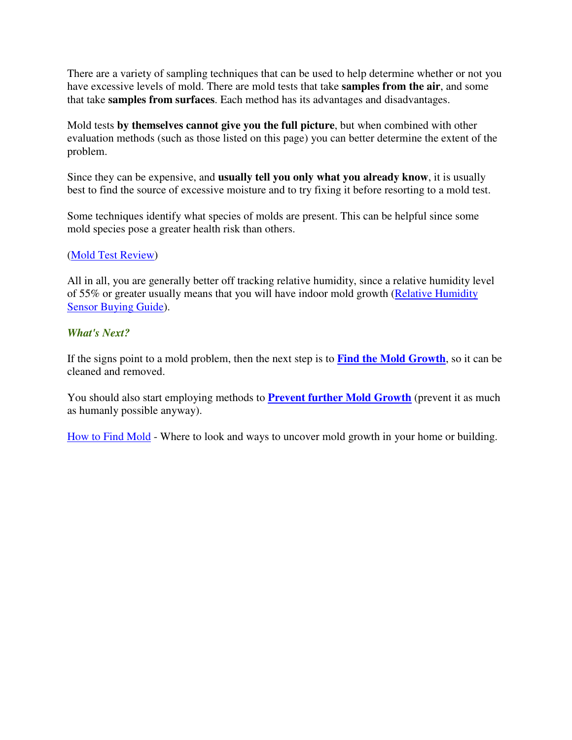There are a variety of sampling techniques that can be used to help determine whether or not you have excessive levels of mold. There are mold tests that take **samples from the air**, and some that take **samples from surfaces**. Each method has its advantages and disadvantages.

Mold tests **by themselves cannot give you the full picture**, but when combined with other evaluation methods (such as those listed on this page) you can better determine the extent of the problem.

Since they can be expensive, and **usually tell you only what you already know**, it is usually best to find the source of excessive moisture and to try fixing it before resorting to a mold test.

Some techniques identify what species of molds are present. This can be helpful since some mold species pose a greater health risk than others.

(Mold Test Review)

All in all, you are generally better off tracking relative humidity, since a relative humidity level of 55% or greater usually means that you will have indoor mold growth (Relative Humidity Sensor Buying Guide).

***What's Next?***

If the signs point to a mold problem, then the next step is to **Find the Mold Growth**, so it can be cleaned and removed.

You should also start employing methods to **Prevent further Mold Growth** (prevent it as much as humanly possible anyway).

How to Find Mold - Where to look and ways to uncover mold growth in your home or building.